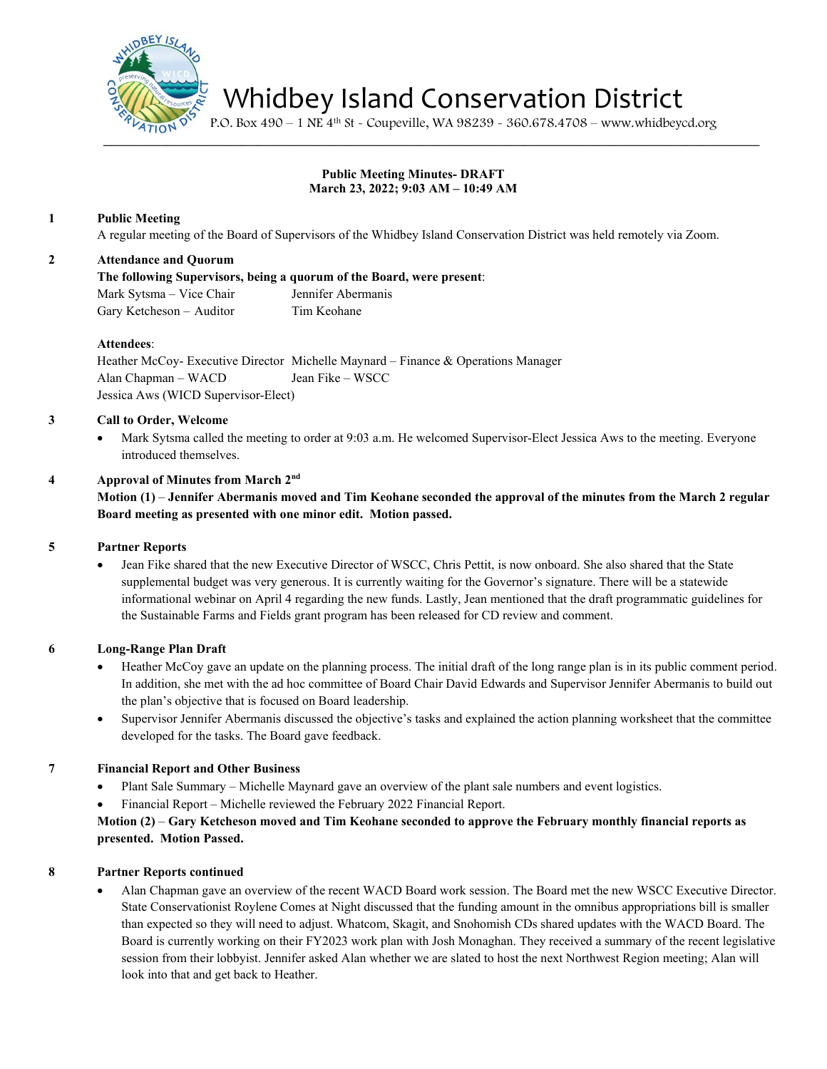# Whidbey Island Conservation District

P.O. Box 490 – 1 NE 4th St - Coupeville, WA 98239 - 360.678.4708 – www.whidbeycd.org

**Public Meeting Minutes- DRAFT**
**March 23, 2022; 9:03 AM – 10:49 AM**

**1 Public Meeting**

A regular meeting of the Board of Supervisors of the Whidbey Island Conservation District was held remotely via Zoom.

**2 Attendance and Quorum**

**The following Supervisors, being a quorum of the Board, were present**:

| | |
|---|---|
| Mark Sytsma – Vice Chair | Jennifer Abermanis |
| Gary Ketcheson – Auditor | Tim Keohane |

**Attendees**:

| | |
|---|---|
| Heather McCoy- Executive Director | Michelle Maynard – Finance & Operations Manager |
| Alan Chapman – WACD | Jean Fike – WSCC |
| Jessica Aws (WICD Supervisor-Elect) | |

**3 Call to Order, Welcome**

- Mark Sytsma called the meeting to order at 9:03 a.m. He welcomed Supervisor-Elect Jessica Aws to the meeting. Everyone introduced themselves.

**4 Approval of Minutes from March 2nd**

**Motion (1) – Jennifer Abermanis moved and Tim Keohane seconded the approval of the minutes from the March 2 regular Board meeting as presented with one minor edit. Motion passed.**

**5 Partner Reports**

- Jean Fike shared that the new Executive Director of WSCC, Chris Pettit, is now onboard. She also shared that the State supplemental budget was very generous. It is currently waiting for the Governor's signature. There will be a statewide informational webinar on April 4 regarding the new funds. Lastly, Jean mentioned that the draft programmatic guidelines for the Sustainable Farms and Fields grant program has been released for CD review and comment.

**6 Long-Range Plan Draft**

- Heather McCoy gave an update on the planning process. The initial draft of the long range plan is in its public comment period. In addition, she met with the ad hoc committee of Board Chair David Edwards and Supervisor Jennifer Abermanis to build out the plan's objective that is focused on Board leadership.
- Supervisor Jennifer Abermanis discussed the objective's tasks and explained the action planning worksheet that the committee developed for the tasks. The Board gave feedback.

**7 Financial Report and Other Business**

- Plant Sale Summary – Michelle Maynard gave an overview of the plant sale numbers and event logistics.
- Financial Report – Michelle reviewed the February 2022 Financial Report.

**Motion (2) – Gary Ketcheson moved and Tim Keohane seconded to approve the February monthly financial reports as presented. Motion Passed.**

**8 Partner Reports continued**

- Alan Chapman gave an overview of the recent WACD Board work session. The Board met the new WSCC Executive Director. State Conservationist Roylene Comes at Night discussed that the funding amount in the omnibus appropriations bill is smaller than expected so they will need to adjust. Whatcom, Skagit, and Snohomish CDs shared updates with the WACD Board. The Board is currently working on their FY2023 work plan with Josh Monaghan. They received a summary of the recent legislative session from their lobbyist. Jennifer asked Alan whether we are slated to host the next Northwest Region meeting; Alan will look into that and get back to Heather.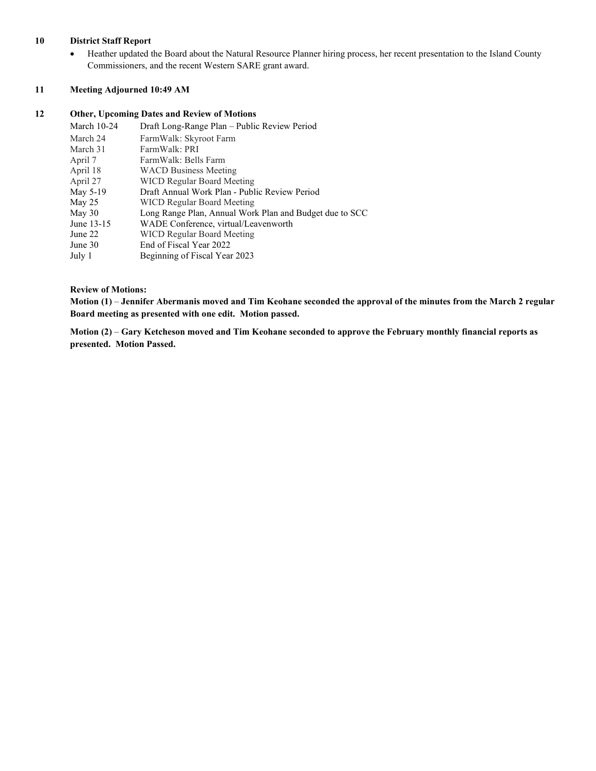**10 District Staff Report**

- Heather updated the Board about the Natural Resource Planner hiring process, her recent presentation to the Island County Commissioners, and the recent Western SARE grant award.

**11 Meeting Adjourned 10:49 AM**

**12 Other, Upcoming Dates and Review of Motions**

| | |
|---|---|
| March 10-24 | Draft Long-Range Plan – Public Review Period |
| March 24 | FarmWalk: Skyroot Farm |
| March 31 | FarmWalk: PRI |
| April 7 | FarmWalk: Bells Farm |
| April 18 | WACD Business Meeting |
| April 27 | WICD Regular Board Meeting |
| May 5-19 | Draft Annual Work Plan - Public Review Period |
| May 25 | WICD Regular Board Meeting |
| May 30 | Long Range Plan, Annual Work Plan and Budget due to SCC |
| June 13-15 | WADE Conference, virtual/Leavenworth |
| June 22 | WICD Regular Board Meeting |
| June 30 | End of Fiscal Year 2022 |
| July 1 | Beginning of Fiscal Year 2023 |

**Review of Motions:**

**Motion (1) – Jennifer Abermanis moved and Tim Keohane seconded the approval of the minutes from the March 2 regular Board meeting as presented with one edit. Motion passed.**

**Motion (2) – Gary Ketcheson moved and Tim Keohane seconded to approve the February monthly financial reports as presented. Motion Passed.**